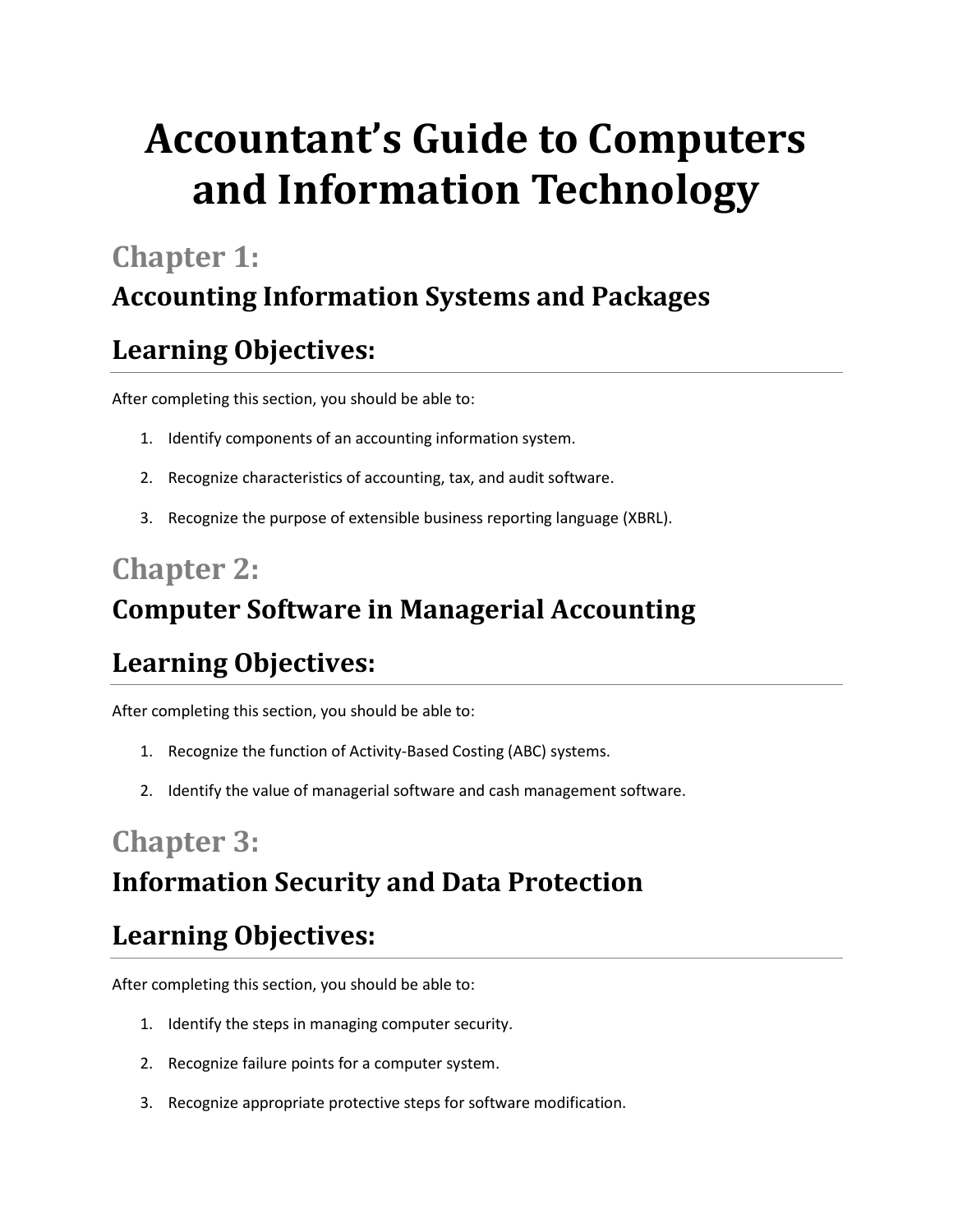# Accountant's Guide to Computers and Information Technology

## Chapter 1:

### Accounting Information Systems and Packages

### Learning Objectives:

After completing this section, you should be able to:

1. Identify components of an accounting information system.
2. Recognize characteristics of accounting, tax, and audit software.
3. Recognize the purpose of extensible business reporting language (XBRL).

## Chapter 2:

### Computer Software in Managerial Accounting

### Learning Objectives:

After completing this section, you should be able to:

1. Recognize the function of Activity-Based Costing (ABC) systems.
2. Identify the value of managerial software and cash management software.

## Chapter 3:

### Information Security and Data Protection

### Learning Objectives:

After completing this section, you should be able to:

1. Identify the steps in managing computer security.
2. Recognize failure points for a computer system.
3. Recognize appropriate protective steps for software modification.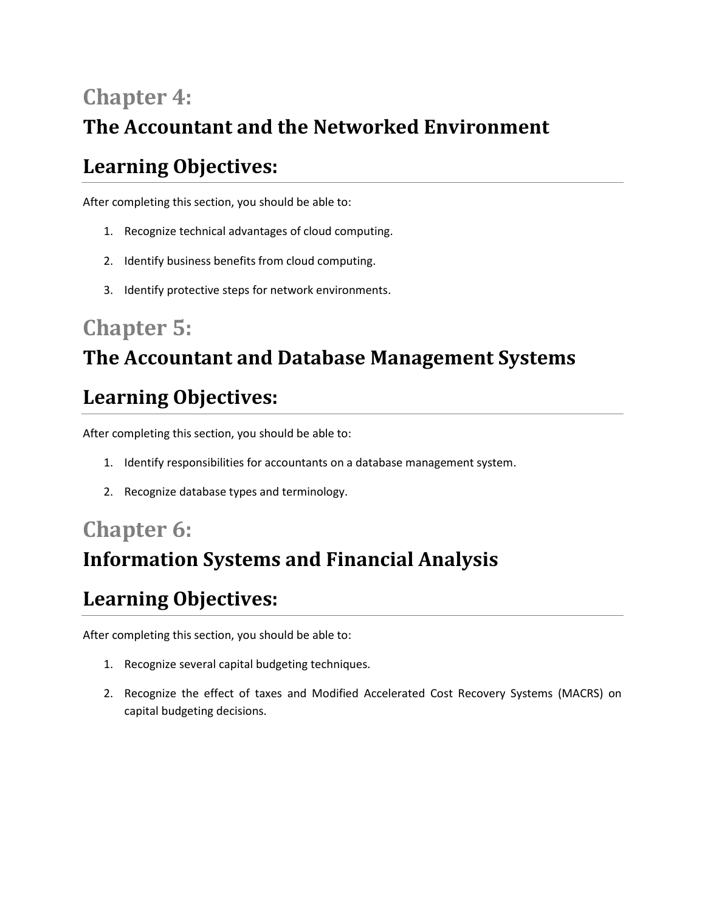## Chapter 4:

## The Accountant and the Networked Environment

## Learning Objectives:

After completing this section, you should be able to:

1. Recognize technical advantages of cloud computing.
2. Identify business benefits from cloud computing.
3. Identify protective steps for network environments.

## Chapter 5:

## The Accountant and Database Management Systems

## Learning Objectives:

After completing this section, you should be able to:

1. Identify responsibilities for accountants on a database management system.
2. Recognize database types and terminology.

## Chapter 6:

## Information Systems and Financial Analysis

## Learning Objectives:

After completing this section, you should be able to:

1. Recognize several capital budgeting techniques.
2. Recognize the effect of taxes and Modified Accelerated Cost Recovery Systems (MACRS) on capital budgeting decisions.